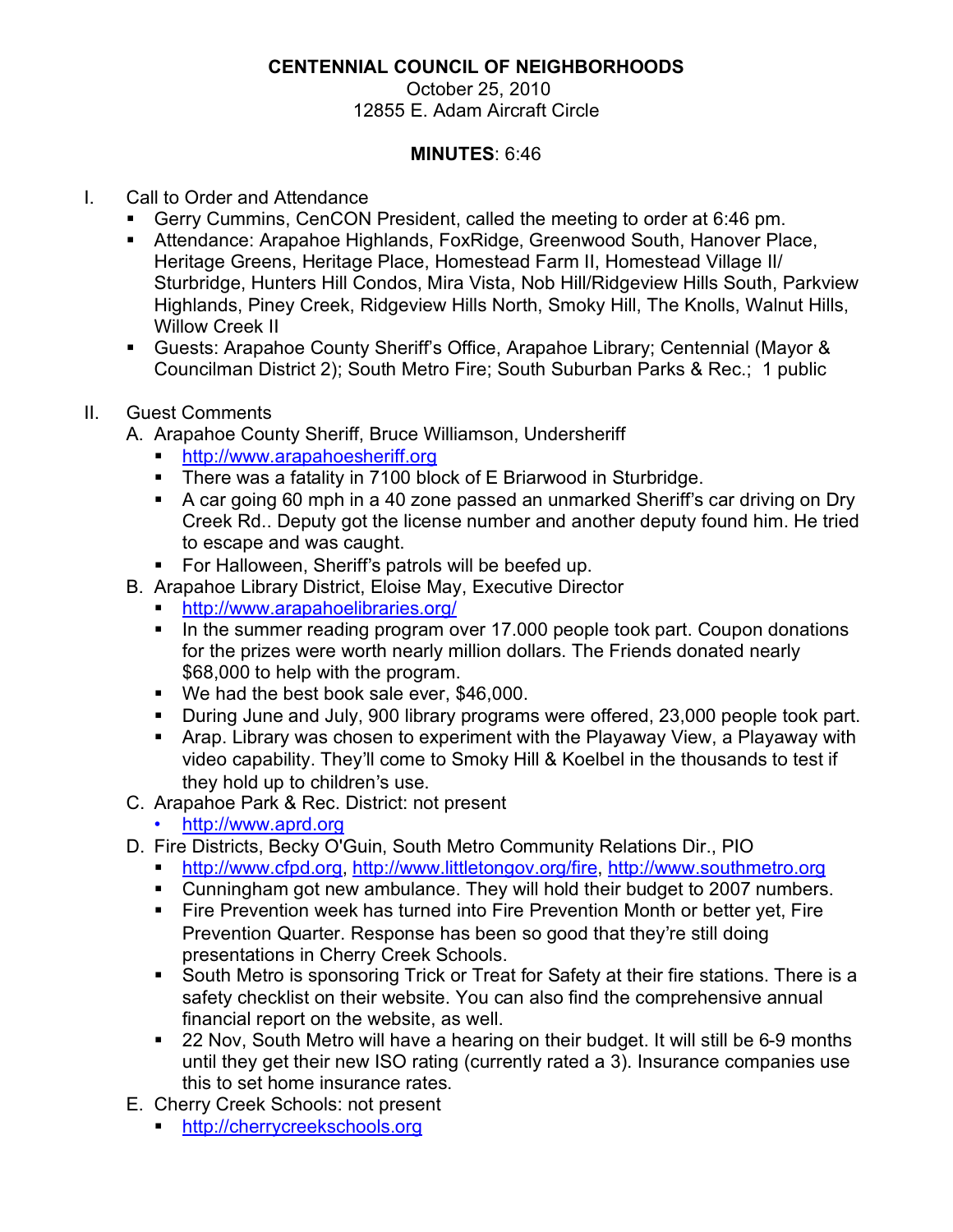# CENTENNIAL COUNCIL OF NEIGHBORHOODS

October 25, 2010
12855 E. Adam Aircraft Circle

**MINUTES**: 6:46

I. Call to Order and Attendance
   - Gerry Cummins, CenCON President, called the meeting to order at 6:46 pm.
   - Attendance: Arapahoe Highlands, FoxRidge, Greenwood South, Hanover Place, Heritage Greens, Heritage Place, Homestead Farm II, Homestead Village II/ Sturbridge, Hunters Hill Condos, Mira Vista, Nob Hill/Ridgeview Hills South, Parkview Highlands, Piney Creek, Ridgeview Hills North, Smoky Hill, The Knolls, Walnut Hills, Willow Creek II
   - Guests: Arapahoe County Sheriff's Office, Arapahoe Library; Centennial (Mayor & Councilman District 2); South Metro Fire; South Suburban Parks & Rec.; 1 public

II. Guest Comments
   A. Arapahoe County Sheriff, Bruce Williamson, Undersheriff
      - http://www.arapahoesheriff.org
      - There was a fatality in 7100 block of E Briarwood in Sturbridge.
      - A car going 60 mph in a 40 zone passed an unmarked Sheriff's car driving on Dry Creek Rd.. Deputy got the license number and another deputy found him. He tried to escape and was caught.
      - For Halloween, Sheriff's patrols will be beefed up.
   B. Arapahoe Library District, Eloise May, Executive Director
      - http://www.arapahoelibraries.org/
      - In the summer reading program over 17.000 people took part. Coupon donations for the prizes were worth nearly million dollars. The Friends donated nearly $68,000 to help with the program.
      - We had the best book sale ever, $46,000.
      - During June and July, 900 library programs were offered, 23,000 people took part.
      - Arap. Library was chosen to experiment with the Playaway View, a Playaway with video capability. They'll come to Smoky Hill & Koelbel in the thousands to test if they hold up to children's use.
   C. Arapahoe Park & Rec. District: not present
      - http://www.aprd.org
   D. Fire Districts, Becky O'Guin, South Metro Community Relations Dir., PIO
      - http://www.cfpd.org, http://www.littletongov.org/fire, http://www.southmetro.org
      - Cunningham got new ambulance. They will hold their budget to 2007 numbers.
      - Fire Prevention week has turned into Fire Prevention Month or better yet, Fire Prevention Quarter. Response has been so good that they're still doing presentations in Cherry Creek Schools.
      - South Metro is sponsoring Trick or Treat for Safety at their fire stations. There is a safety checklist on their website. You can also find the comprehensive annual financial report on the website, as well.
      - 22 Nov, South Metro will have a hearing on their budget. It will still be 6-9 months until they get their new ISO rating (currently rated a 3). Insurance companies use this to set home insurance rates.
   E. Cherry Creek Schools: not present
      - http://cherrycreekschools.org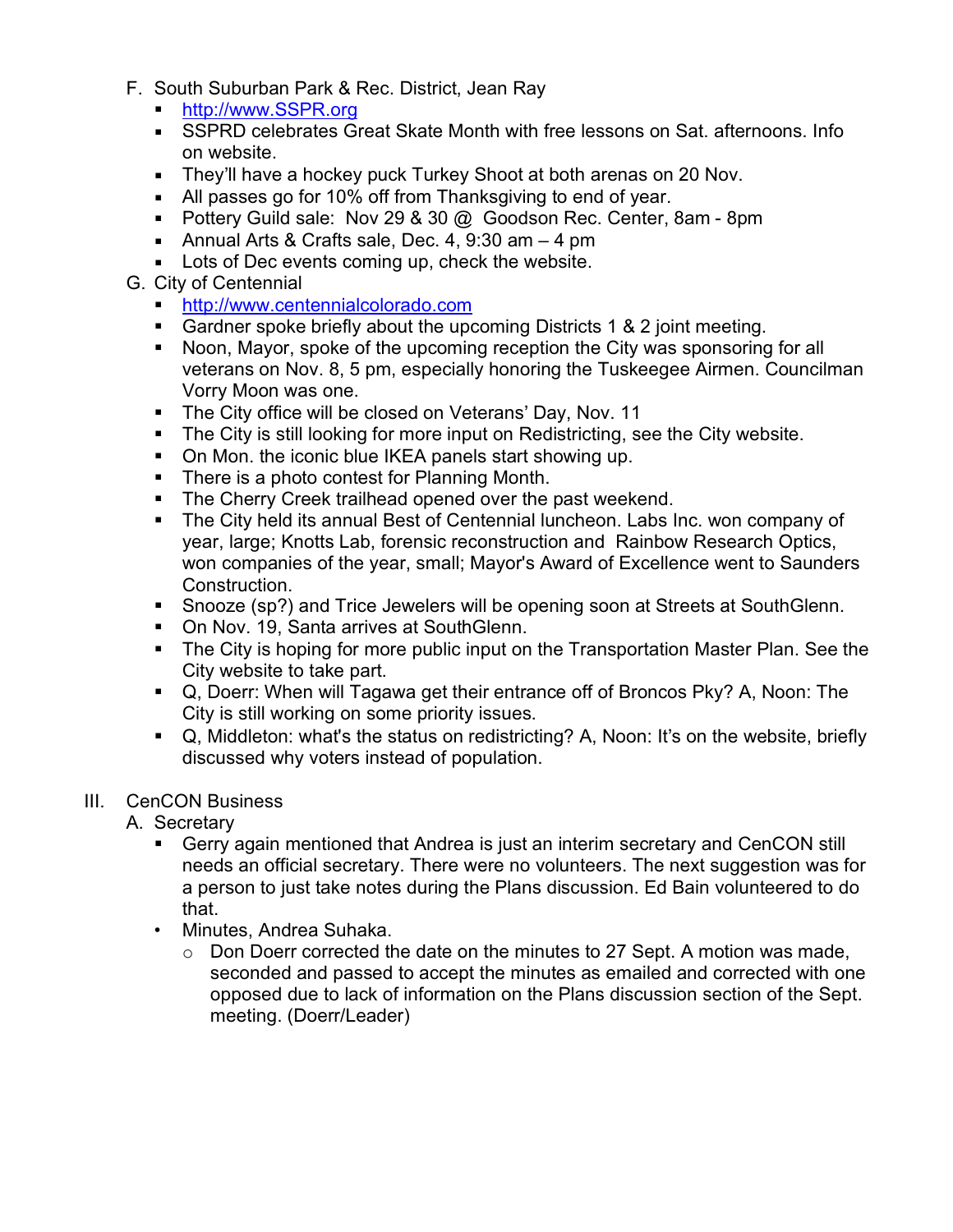F. South Suburban Park & Rec. District, Jean Ray
   - http://www.SSPR.org
   - SSPRD celebrates Great Skate Month with free lessons on Sat. afternoons. Info on website.
   - They'll have a hockey puck Turkey Shoot at both arenas on 20 Nov.
   - All passes go for 10% off from Thanksgiving to end of year.
   - Pottery Guild sale: Nov 29 & 30 @ Goodson Rec. Center, 8am - 8pm
   - Annual Arts & Crafts sale, Dec. 4, 9:30 am – 4 pm
   - Lots of Dec events coming up, check the website.

G. City of Centennial
   - http://www.centennialcolorado.com
   - Gardner spoke briefly about the upcoming Districts 1 & 2 joint meeting.
   - Noon, Mayor, spoke of the upcoming reception the City was sponsoring for all veterans on Nov. 8, 5 pm, especially honoring the Tuskeegee Airmen. Councilman Vorry Moon was one.
   - The City office will be closed on Veterans' Day, Nov. 11
   - The City is still looking for more input on Redistricting, see the City website.
   - On Mon. the iconic blue IKEA panels start showing up.
   - There is a photo contest for Planning Month.
   - The Cherry Creek trailhead opened over the past weekend.
   - The City held its annual Best of Centennial luncheon. Labs Inc. won company of year, large; Knotts Lab, forensic reconstruction and Rainbow Research Optics, won companies of the year, small; Mayor's Award of Excellence went to Saunders Construction.
   - Snooze (sp?) and Trice Jewelers will be opening soon at Streets at SouthGlenn.
   - On Nov. 19, Santa arrives at SouthGlenn.
   - The City is hoping for more public input on the Transportation Master Plan. See the City website to take part.
   - Q, Doerr: When will Tagawa get their entrance off of Broncos Pky? A, Noon: The City is still working on some priority issues.
   - Q, Middleton: what's the status on redistricting? A, Noon: It's on the website, briefly discussed why voters instead of population.

III. CenCON Business

A. Secretary
   - Gerry again mentioned that Andrea is just an interim secretary and CenCON still needs an official secretary. There were no volunteers. The next suggestion was for a person to just take notes during the Plans discussion. Ed Bain volunteered to do that.
   - Minutes, Andrea Suhaka.
     - Don Doerr corrected the date on the minutes to 27 Sept. A motion was made, seconded and passed to accept the minutes as emailed and corrected with one opposed due to lack of information on the Plans discussion section of the Sept. meeting. (Doerr/Leader)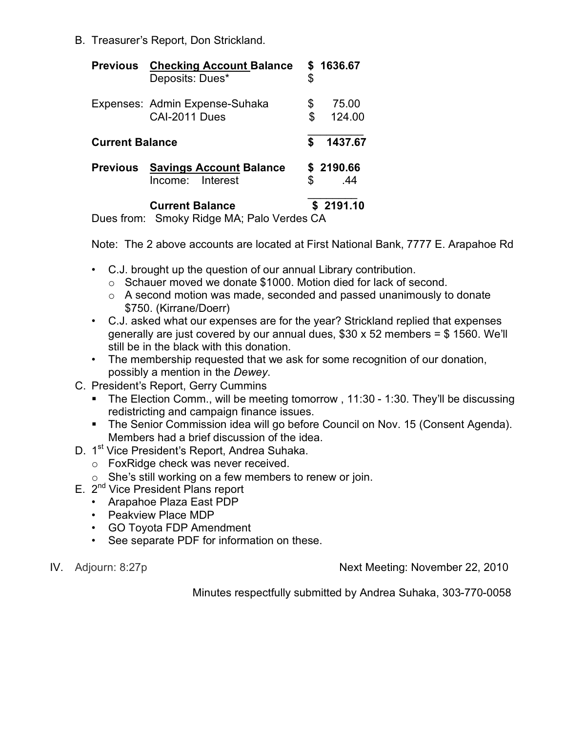B. Treasurer's Report, Don Strickland.

| | | |
|---|---|---|
| **Previous** | **<u>Checking Account</u> Balance** | **$ 1636.67** |
| | Deposits: Dues* | $ |
| Expenses: | Admin Expense-Suhaka | $ 75.00 |
| | CAI-2011 Dues | $ 124.00 |
| **Current Balance** | | **$ 1437.67** |
| **Previous** | **<u>Savings Account</u> Balance** | **$ 2190.66** |
| | Income: Interest | $ .44 |
| | **Current Balance** | **$ 2191.10** |

Dues from: Smoky Ridge MA; Palo Verdes CA

Note: The 2 above accounts are located at First National Bank, 7777 E. Arapahoe Rd

- C.J. brought up the question of our annual Library contribution.
  - Schauer moved we donate $1000. Motion died for lack of second.
  - A second motion was made, seconded and passed unanimously to donate $750. (Kirrane/Doerr)
- C.J. asked what our expenses are for the year? Strickland replied that expenses generally are just covered by our annual dues, $30 x 52 members = $ 1560. We'll still be in the black with this donation.
- The membership requested that we ask for some recognition of our donation, possibly a mention in the *Dewey*.

C. President's Report, Gerry Cummins
- The Election Comm., will be meeting tomorrow , 11:30 - 1:30. They'll be discussing redistricting and campaign finance issues.
- The Senior Commission idea will go before Council on Nov. 15 (Consent Agenda). Members had a brief discussion of the idea.

D. 1st Vice President's Report, Andrea Suhaka.
- FoxRidge check was never received.
- She's still working on a few members to renew or join.

E. 2nd Vice President Plans report
- Arapahoe Plaza East PDP
- Peakview Place MDP
- GO Toyota FDP Amendment
- See separate PDF for information on these.

IV. Adjourn: 8:27p

Next Meeting: November 22, 2010

Minutes respectfully submitted by Andrea Suhaka, 303-770-0058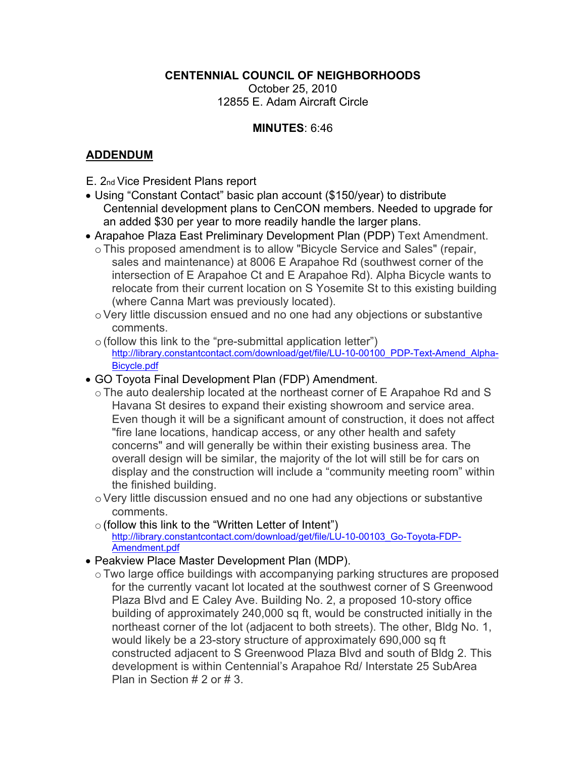**CENTENNIAL COUNCIL OF NEIGHBORHOODS**

October 25, 2010

12855 E. Adam Aircraft Circle

**MINUTES**: 6:46

## ADDENDUM

E. 2nd Vice President Plans report

- Using “Constant Contact” basic plan account ($150/year) to distribute Centennial development plans to CenCON members. Needed to upgrade for an added $30 per year to more readily handle the larger plans.
- Arapahoe Plaza East Preliminary Development Plan (PDP) Text Amendment.
  - This proposed amendment is to allow "Bicycle Service and Sales" (repair, sales and maintenance) at 8006 E Arapahoe Rd (southwest corner of the intersection of E Arapahoe Ct and E Arapahoe Rd). Alpha Bicycle wants to relocate from their current location on S Yosemite St to this existing building (where Canna Mart was previously located).
  - Very little discussion ensued and no one had any objections or substantive comments.
  - (follow this link to the “pre-submittal application letter”) http://library.constantcontact.com/download/get/file/LU-10-00100_PDP-Text-Amend_Alpha-Bicycle.pdf
- GO Toyota Final Development Plan (FDP) Amendment.
  - The auto dealership located at the northeast corner of E Arapahoe Rd and S Havana St desires to expand their existing showroom and service area. Even though it will be a significant amount of construction, it does not affect "fire lane locations, handicap access, or any other health and safety concerns" and will generally be within their existing business area. The overall design will be similar, the majority of the lot will still be for cars on display and the construction will include a “community meeting room” within the finished building.
  - Very little discussion ensued and no one had any objections or substantive comments.
  - (follow this link to the “Written Letter of Intent”) http://library.constantcontact.com/download/get/file/LU-10-00103_Go-Toyota-FDP-Amendment.pdf
- Peakview Place Master Development Plan (MDP).
  - Two large office buildings with accompanying parking structures are proposed for the currently vacant lot located at the southwest corner of S Greenwood Plaza Blvd and E Caley Ave. Building No. 2, a proposed 10-story office building of approximately 240,000 sq ft, would be constructed initially in the northeast corner of the lot (adjacent to both streets). The other, Bldg No. 1, would likely be a 23-story structure of approximately 690,000 sq ft constructed adjacent to S Greenwood Plaza Blvd and south of Bldg 2. This development is within Centennial’s Arapahoe Rd/ Interstate 25 SubArea Plan in Section # 2 or # 3.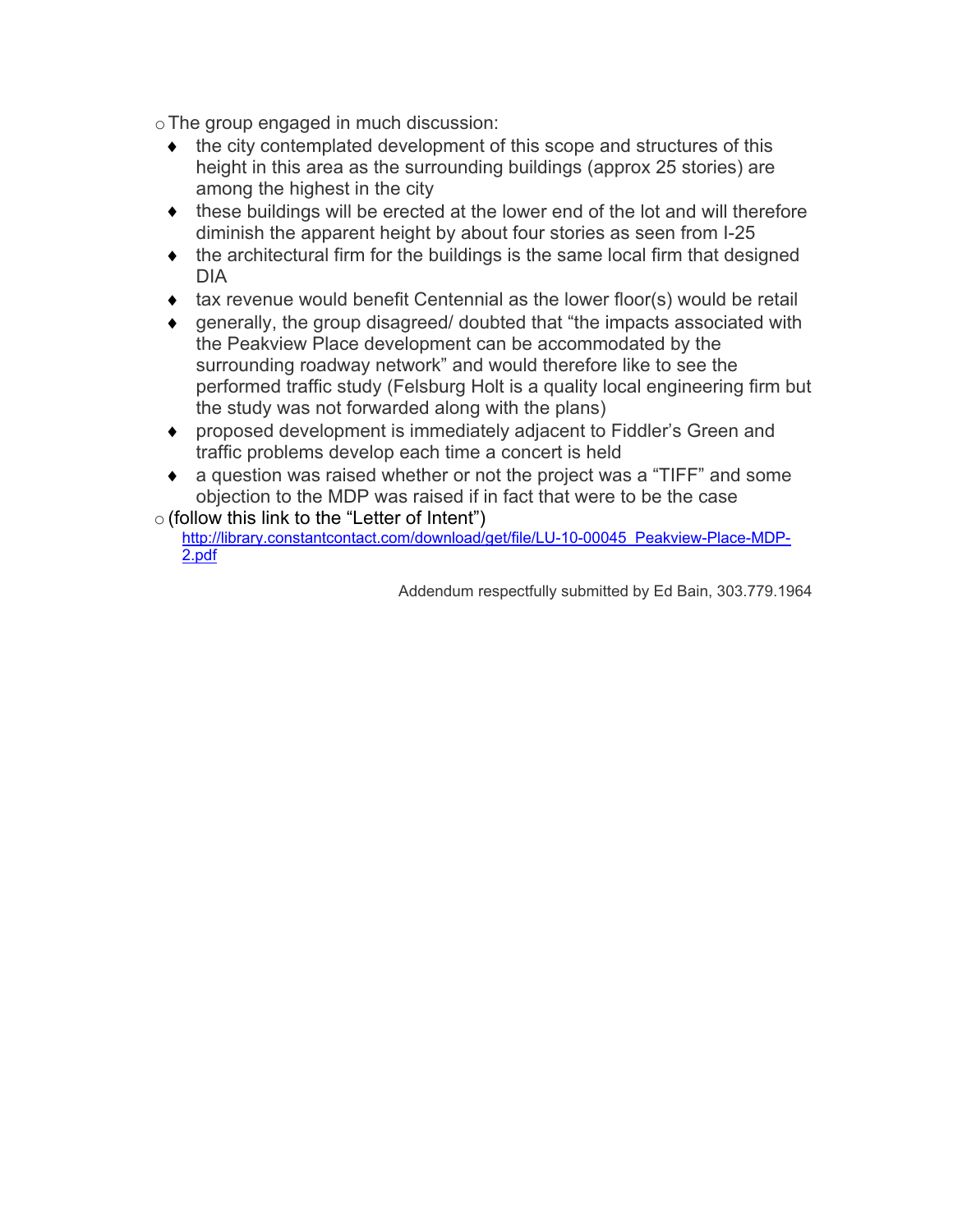- The group engaged in much discussion:
  - the city contemplated development of this scope and structures of this height in this area as the surrounding buildings (approx 25 stories) are among the highest in the city
  - these buildings will be erected at the lower end of the lot and will therefore diminish the apparent height by about four stories as seen from I-25
  - the architectural firm for the buildings is the same local firm that designed DIA
  - tax revenue would benefit Centennial as the lower floor(s) would be retail
  - generally, the group disagreed/ doubted that "the impacts associated with the Peakview Place development can be accommodated by the surrounding roadway network" and would therefore like to see the performed traffic study (Felsburg Holt is a quality local engineering firm but the study was not forwarded along with the plans)
  - proposed development is immediately adjacent to Fiddler's Green and traffic problems develop each time a concert is held
  - a question was raised whether or not the project was a "TIFF" and some objection to the MDP was raised if in fact that were to be the case
- (follow this link to the "Letter of Intent")
  [http://library.constantcontact.com/download/get/file/LU-10-00045_Peakview-Place-MDP-2.pdf](http://library.constantcontact.com/download/get/file/LU-10-00045_Peakview-Place-MDP-2.pdf)

Addendum respectfully submitted by Ed Bain, 303.779.1964